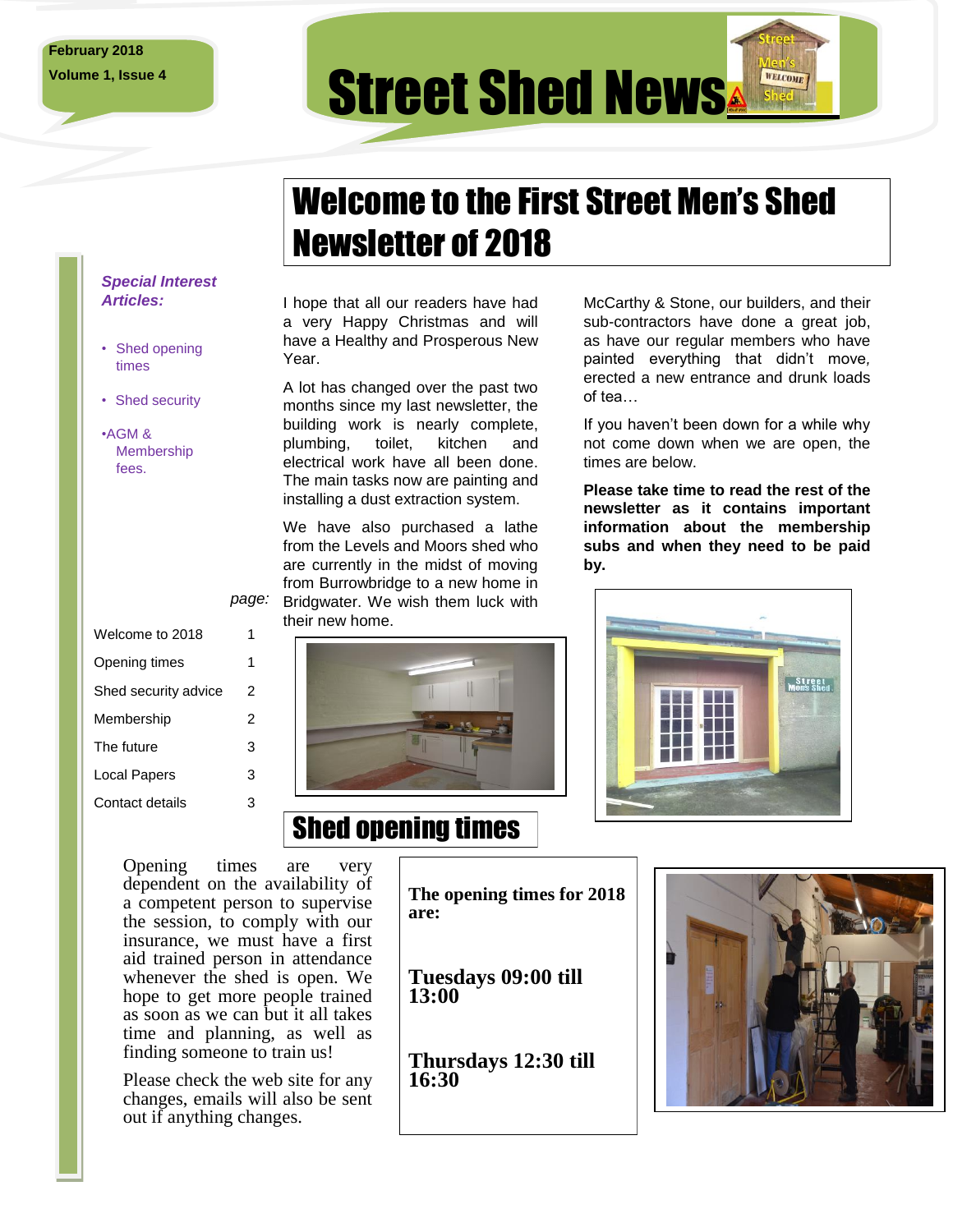February 2018

Volume 1, Issue 4

# Street Shed News

## Welcome to the First Street Men's Shed Newsletter of 2018

***Special Interest Articles:***

- Shed opening times
- Shed security
- AGM & Membership fees.

| | page: |
|---|---|
| Welcome to 2018 | 1 |
| Opening times | 1 |
| Shed security advice | 2 |
| Membership | 2 |
| The future | 3 |
| Local Papers | 3 |
| Contact details | 3 |

I hope that all our readers have had a very Happy Christmas and will have a Healthy and Prosperous New Year.

A lot has changed over the past two months since my last newsletter, the building work is nearly complete, plumbing, toilet, kitchen and electrical work have all been done. The main tasks now are painting and installing a dust extraction system.

We have also purchased a lathe from the Levels and Moors shed who are currently in the midst of moving from Burrowbridge to a new home in Bridgwater. We wish them luck with their new home.

McCarthy & Stone, our builders, and their sub-contractors have done a great job, as have our regular members who have painted everything that didn't move, erected a new entrance and drunk loads of tea…

If you haven't been down for a while why not come down when we are open, the times are below.

**Please take time to read the rest of the newsletter as it contains important information about the membership subs and when they need to be paid by.**

## Shed opening times

Opening times are very dependent on the availability of a competent person to supervise the session, to comply with our insurance, we must have a first aid trained person in attendance whenever the shed is open. We hope to get more people trained as soon as we can but it all takes time and planning, as well as finding someone to train us!

Please check the web site for any changes, emails will also be sent out if anything changes.

**The opening times for 2018 are:**

**Tuesdays 09:00 till 13:00**

**Thursdays 12:30 till 16:30**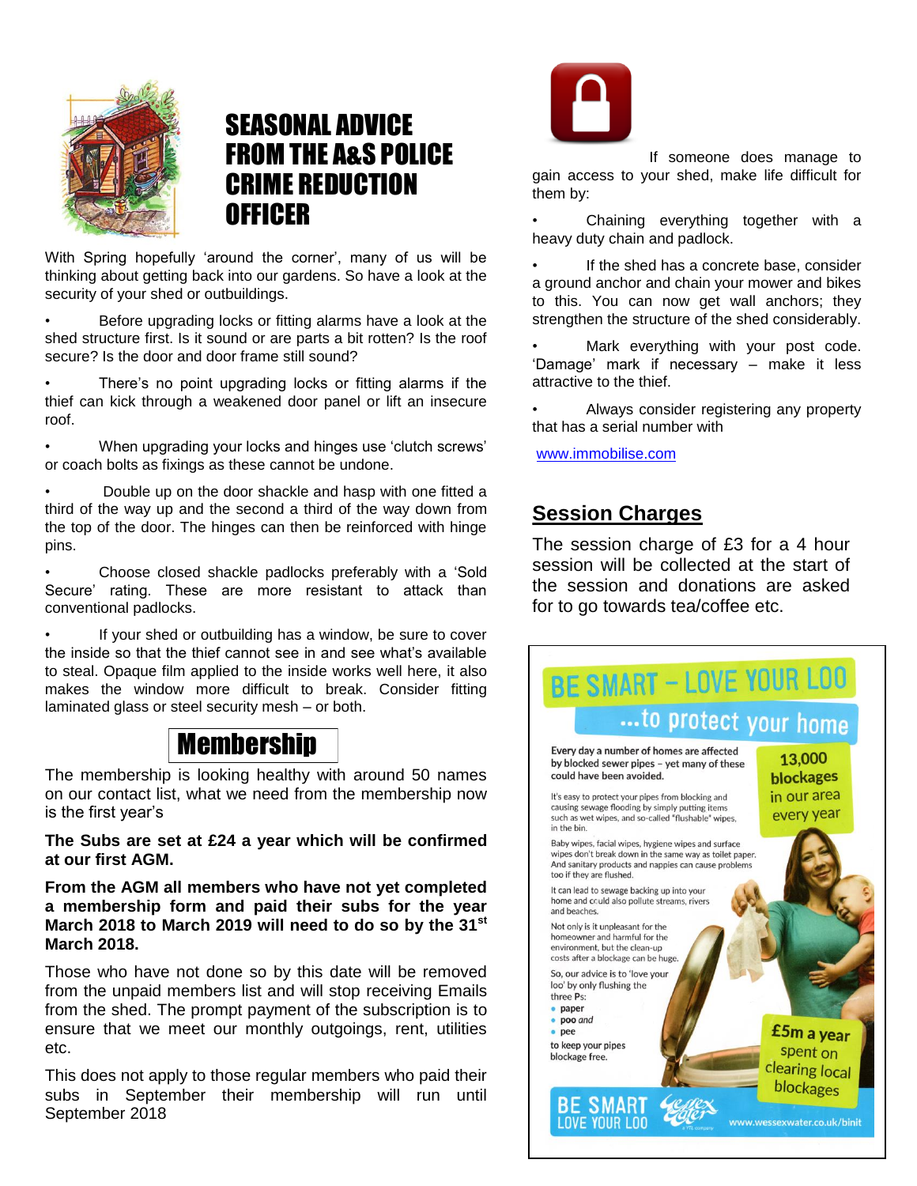# SEASONAL ADVICE FROM THE A&S POLICE CRIME REDUCTION OFFICER

With Spring hopefully 'around the corner', many of us will be thinking about getting back into our gardens. So have a look at the security of your shed or outbuildings.

- Before upgrading locks or fitting alarms have a look at the shed structure first. Is it sound or are parts a bit rotten? Is the roof secure? Is the door and door frame still sound?
- There's no point upgrading locks or fitting alarms if the thief can kick through a weakened door panel or lift an insecure roof.
- When upgrading your locks and hinges use 'clutch screws' or coach bolts as fixings as these cannot be undone.
- Double up on the door shackle and hasp with one fitted a third of the way up and the second a third of the way down from the top of the door. The hinges can then be reinforced with hinge pins.
- Choose closed shackle padlocks preferably with a 'Sold Secure' rating. These are more resistant to attack than conventional padlocks.
- If your shed or outbuilding has a window, be sure to cover the inside so that the thief cannot see in and see what's available to steal. Opaque film applied to the inside works well here, it also makes the window more difficult to break. Consider fitting laminated glass or steel security mesh – or both.

If someone does manage to gain access to your shed, make life difficult for them by:

- Chaining everything together with a heavy duty chain and padlock.
- If the shed has a concrete base, consider a ground anchor and chain your mower and bikes to this. You can now get wall anchors; they strengthen the structure of the shed considerably.
- Mark everything with your post code. 'Damage' mark if necessary – make it less attractive to the thief.
- Always consider registering any property that has a serial number with

www.immobilise.com

## Membership

The membership is looking healthy with around 50 names on our contact list, what we need from the membership now is the first year's

**The Subs are set at £24 a year which will be confirmed at our first AGM.**

**From the AGM all members who have not yet completed a membership form and paid their subs for the year March 2018 to March 2019 will need to do so by the 31st March 2018.**

Those who have not done so by this date will be removed from the unpaid members list and will stop receiving Emails from the shed. The prompt payment of the subscription is to ensure that we meet our monthly outgoings, rent, utilities etc.

This does not apply to those regular members who paid their subs in September their membership will run until September 2018

## Session Charges

The session charge of £3 for a 4 hour session will be collected at the start of the session and donations are asked for to go towards tea/coffee etc.

## BE SMART – LOVE YOUR LOO

### ...to protect your home

**Every day a number of homes are affected by blocked sewer pipes – yet many of these could have been avoided.**

**13,000 blockages in our area every year**

It's easy to protect your pipes from blocking and causing sewage flooding by simply putting items such as wet wipes, and so-called "flushable" wipes, in the bin.

Baby wipes, facial wipes, hygiene wipes and surface wipes don't break down in the same way as toilet paper. And sanitary products and nappies can cause problems too if they are flushed.

It can lead to sewage backing up into your home and could also pollute streams, rivers and beaches.

Not only is it unpleasant for the homeowner and harmful for the environment, but the clean-up costs after a blockage can be huge.

So, our advice is to 'love your loo' by only flushing the three Ps:

- **paper**
- **poo** *and*
- **pee**

to keep your pipes blockage free.

**£5m a year spent on clearing local blockages**

BE SMART LOVE YOUR LOO — Wessex Water — www.wessexwater.co.uk/binit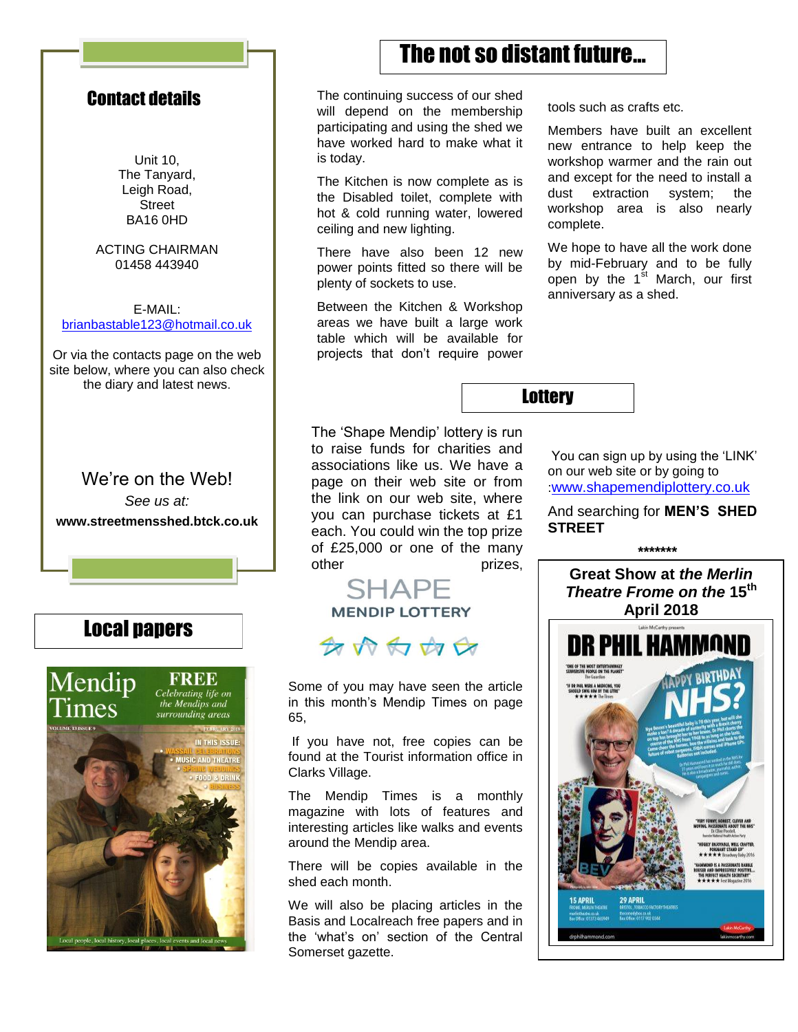## Contact details

Unit 10,
The Tanyard,
Leigh Road,
Street
BA16 0HD

ACTING CHAIRMAN
01458 443940

E-MAIL:
brianbastable123@hotmail.co.uk

Or via the contacts page on the web site below, where you can also check the diary and latest news.

We're on the Web!

*See us at:*

**www.streetmensshed.btck.co.uk**

## Local papers

## The not so distant future...

The continuing success of our shed will depend on the membership participating and using the shed we have worked hard to make what it is today.

The Kitchen is now complete as is the Disabled toilet, complete with hot & cold running water, lowered ceiling and new lighting.

There have also been 12 new power points fitted so there will be plenty of sockets to use.

Between the Kitchen & Workshop areas we have built a large work table which will be available for projects that don't require power tools such as crafts etc.

Members have built an excellent new entrance to help keep the workshop warmer and the rain out and except for the need to install a dust extraction system; the workshop area is also nearly complete.

We hope to have all the work done by mid-February and to be fully open by the 1st March, our first anniversary as a shed.

## Lottery

The 'Shape Mendip' lottery is run to raise funds for charities and associations like us. We have a page on their web site or from the link on our web site, where you can purchase tickets at £1 each. You could win the top prize of £25,000 or one of the many other prizes,

You can sign up by using the 'LINK' on our web site or by going to :www.shapemendiplottery.co.uk

And searching for **MEN'S SHED STREET**

\*\*\*\*\*\*\*

Some of you may have seen the article in this month's Mendip Times on page 65,

If you have not, free copies can be found at the Tourist information office in Clarks Village.

The Mendip Times is a monthly magazine with lots of features and interesting articles like walks and events around the Mendip area.

There will be copies available in the shed each month.

We will also be placing articles in the Basis and Localreach free papers and in the 'what's on' section of the Central Somerset gazette.

**Great Show at *the Merlin Theatre Frome on the* 15th April 2018**